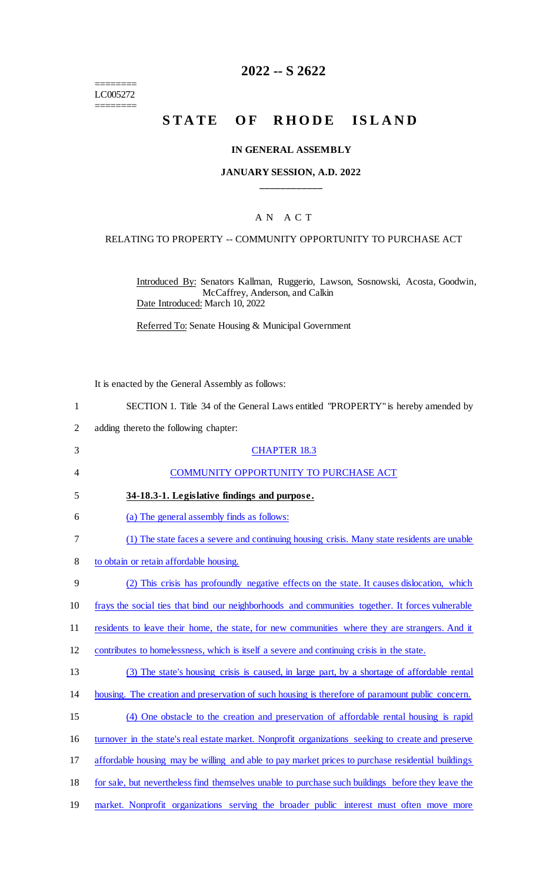========
LC005272
========

# 2022 -- S 2622

# STATE OF RHODE ISLAND

### IN GENERAL ASSEMBLY

### JANUARY SESSION, A.D. 2022

## AN ACT

RELATING TO PROPERTY -- COMMUNITY OPPORTUNITY TO PURCHASE ACT

Introduced By: Senators Kallman, Ruggerio, Lawson, Sosnowski, Acosta, Goodwin, McCaffrey, Anderson, and Calkin

Date Introduced: March 10, 2022

Referred To: Senate Housing & Municipal Government

It is enacted by the General Assembly as follows:

1 SECTION 1. Title 34 of the General Laws entitled "PROPERTY" is hereby amended by
2 adding thereto the following chapter:

3 CHAPTER 18.3

4 COMMUNITY OPPORTUNITY TO PURCHASE ACT

5 **34-18.3-1. Legislative findings and purpose.**

6 (a) The general assembly finds as follows:

7 (1) The state faces a severe and continuing housing crisis. Many state residents are unable
8 to obtain or retain affordable housing.

9 (2) This crisis has profoundly negative effects on the state. It causes dislocation, which
10 frays the social ties that bind our neighborhoods and communities together. It forces vulnerable
11 residents to leave their home, the state, for new communities where they are strangers. And it
12 contributes to homelessness, which is itself a severe and continuing crisis in the state.

13 (3) The state's housing crisis is caused, in large part, by a shortage of affordable rental
14 housing. The creation and preservation of such housing is therefore of paramount public concern.

15 (4) One obstacle to the creation and preservation of affordable rental housing is rapid
16 turnover in the state's real estate market. Nonprofit organizations seeking to create and preserve
17 affordable housing may be willing and able to pay market prices to purchase residential buildings
18 for sale, but nevertheless find themselves unable to purchase such buildings before they leave the
19 market. Nonprofit organizations serving the broader public interest must often move more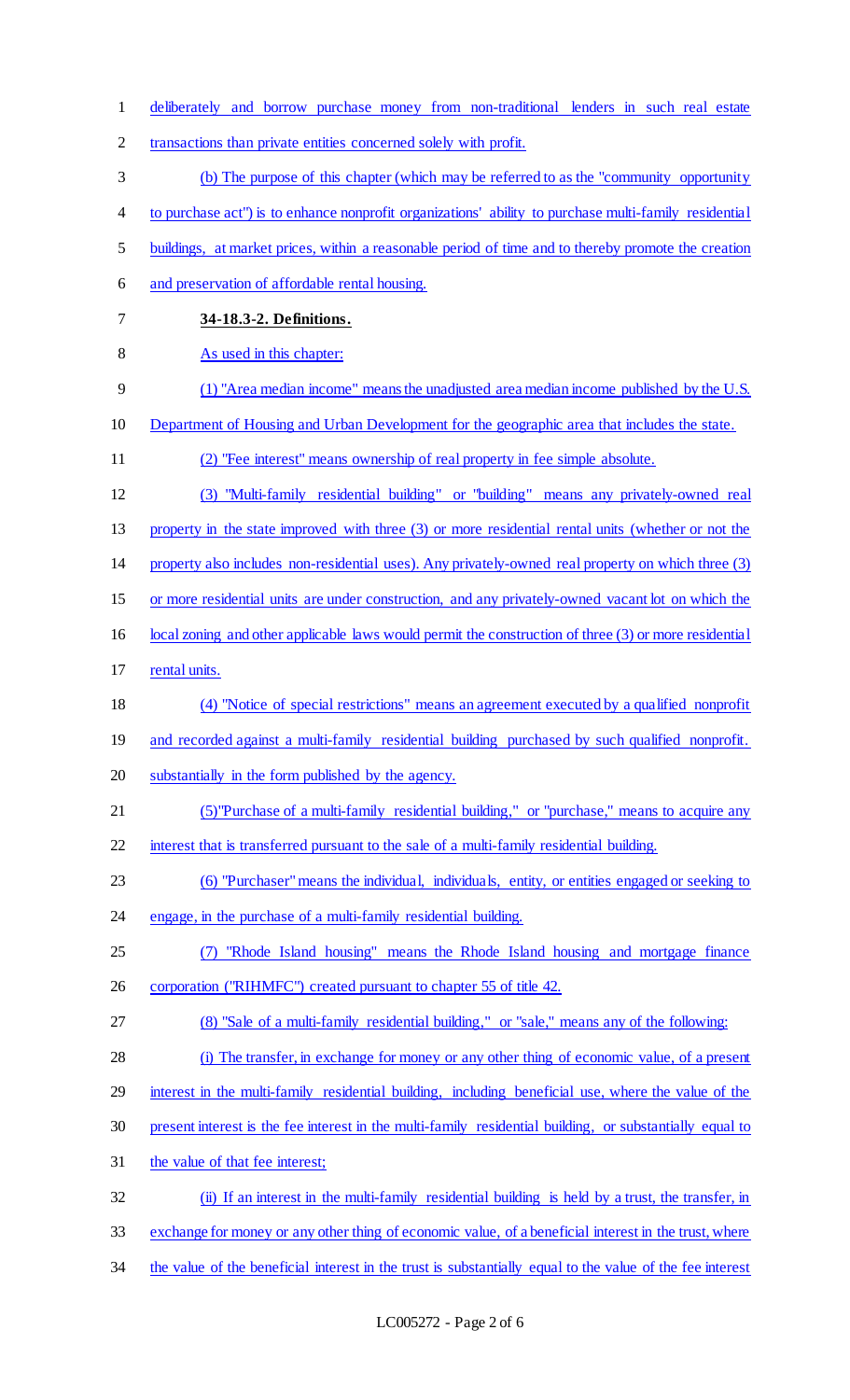deliberately and borrow purchase money from non-traditional lenders in such real estate transactions than private entities concerned solely with profit.

(b) The purpose of this chapter (which may be referred to as the "community opportunity to purchase act") is to enhance nonprofit organizations' ability to purchase multi-family residential buildings, at market prices, within a reasonable period of time and to thereby promote the creation and preservation of affordable rental housing.

**34-18.3-2. Definitions.**

As used in this chapter:

(1) "Area median income" means the unadjusted area median income published by the U.S. Department of Housing and Urban Development for the geographic area that includes the state.

(2) "Fee interest" means ownership of real property in fee simple absolute.

(3) "Multi-family residential building" or "building" means any privately-owned real property in the state improved with three (3) or more residential rental units (whether or not the property also includes non-residential uses). Any privately-owned real property on which three (3) or more residential units are under construction, and any privately-owned vacant lot on which the local zoning and other applicable laws would permit the construction of three (3) or more residential rental units.

(4) "Notice of special restrictions" means an agreement executed by a qualified nonprofit and recorded against a multi-family residential building purchased by such qualified nonprofit. substantially in the form published by the agency.

(5)"Purchase of a multi-family residential building," or "purchase," means to acquire any interest that is transferred pursuant to the sale of a multi-family residential building.

(6) "Purchaser" means the individual, individuals, entity, or entities engaged or seeking to engage, in the purchase of a multi-family residential building.

(7) "Rhode Island housing" means the Rhode Island housing and mortgage finance corporation ("RIHMFC") created pursuant to chapter 55 of title 42.

(8) "Sale of a multi-family residential building," or "sale," means any of the following:

(i) The transfer, in exchange for money or any other thing of economic value, of a present interest in the multi-family residential building, including beneficial use, where the value of the present interest is the fee interest in the multi-family residential building, or substantially equal to the value of that fee interest;

(ii) If an interest in the multi-family residential building is held by a trust, the transfer, in exchange for money or any other thing of economic value, of a beneficial interest in the trust, where the value of the beneficial interest in the trust is substantially equal to the value of the fee interest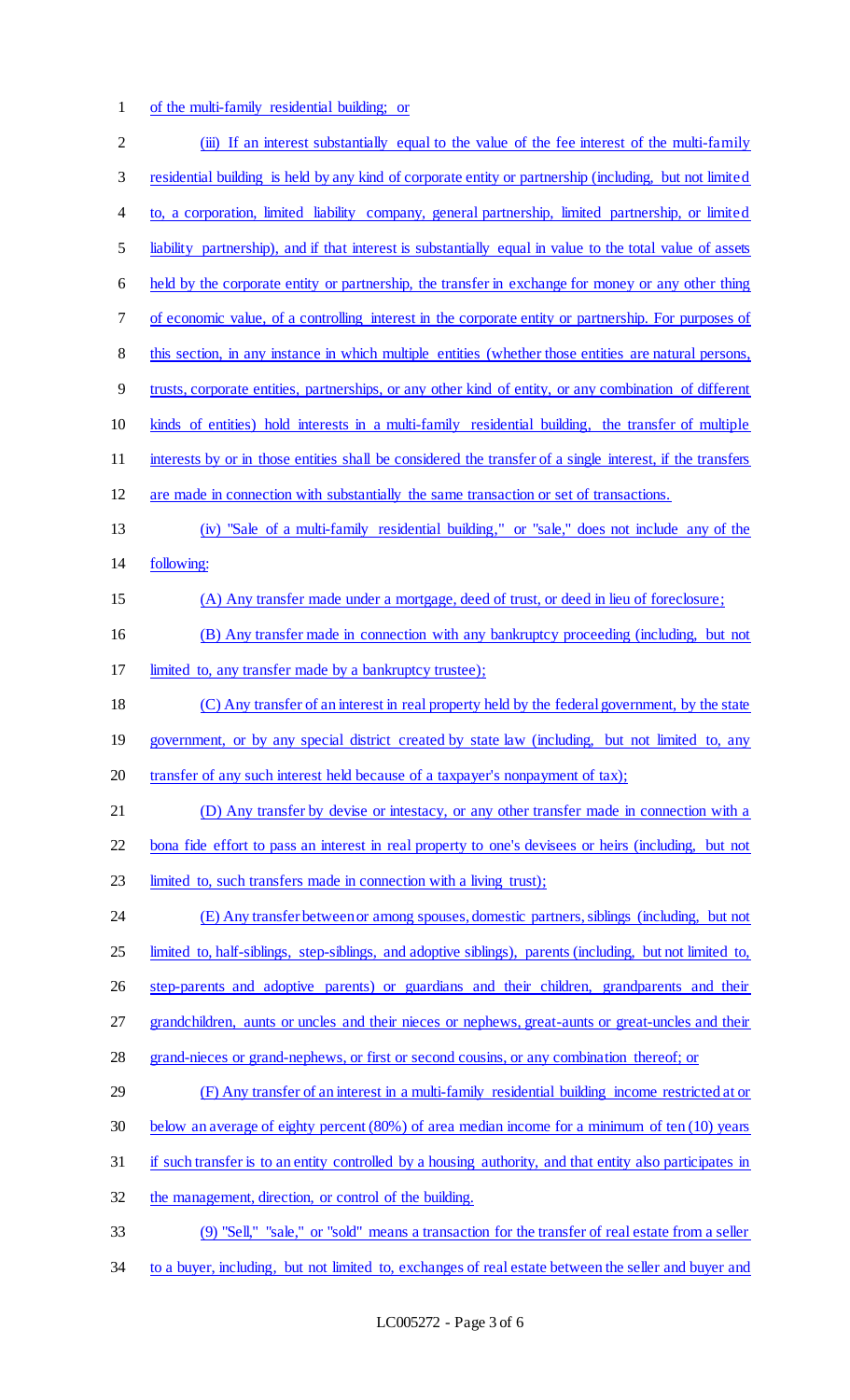of the multi-family residential building; or

(iii) If an interest substantially equal to the value of the fee interest of the multi-family residential building is held by any kind of corporate entity or partnership (including, but not limited to, a corporation, limited liability company, general partnership, limited partnership, or limited liability partnership), and if that interest is substantially equal in value to the total value of assets held by the corporate entity or partnership, the transfer in exchange for money or any other thing of economic value, of a controlling interest in the corporate entity or partnership. For purposes of this section, in any instance in which multiple entities (whether those entities are natural persons, trusts, corporate entities, partnerships, or any other kind of entity, or any combination of different kinds of entities) hold interests in a multi-family residential building, the transfer of multiple interests by or in those entities shall be considered the transfer of a single interest, if the transfers are made in connection with substantially the same transaction or set of transactions.

(iv) "Sale of a multi-family residential building," or "sale," does not include any of the following:

(A) Any transfer made under a mortgage, deed of trust, or deed in lieu of foreclosure;

(B) Any transfer made in connection with any bankruptcy proceeding (including, but not limited to, any transfer made by a bankruptcy trustee);

(C) Any transfer of an interest in real property held by the federal government, by the state government, or by any special district created by state law (including, but not limited to, any transfer of any such interest held because of a taxpayer's nonpayment of tax);

(D) Any transfer by devise or intestacy, or any other transfer made in connection with a bona fide effort to pass an interest in real property to one's devisees or heirs (including, but not limited to, such transfers made in connection with a living trust);

(E) Any transfer between or among spouses, domestic partners, siblings (including, but not limited to, half-siblings, step-siblings, and adoptive siblings), parents (including, but not limited to, step-parents and adoptive parents) or guardians and their children, grandparents and their grandchildren, aunts or uncles and their nieces or nephews, great-aunts or great-uncles and their grand-nieces or grand-nephews, or first or second cousins, or any combination thereof; or

(F) Any transfer of an interest in a multi-family residential building income restricted at or below an average of eighty percent (80%) of area median income for a minimum of ten (10) years if such transfer is to an entity controlled by a housing authority, and that entity also participates in the management, direction, or control of the building.

(9) "Sell," "sale," or "sold" means a transaction for the transfer of real estate from a seller to a buyer, including, but not limited to, exchanges of real estate between the seller and buyer and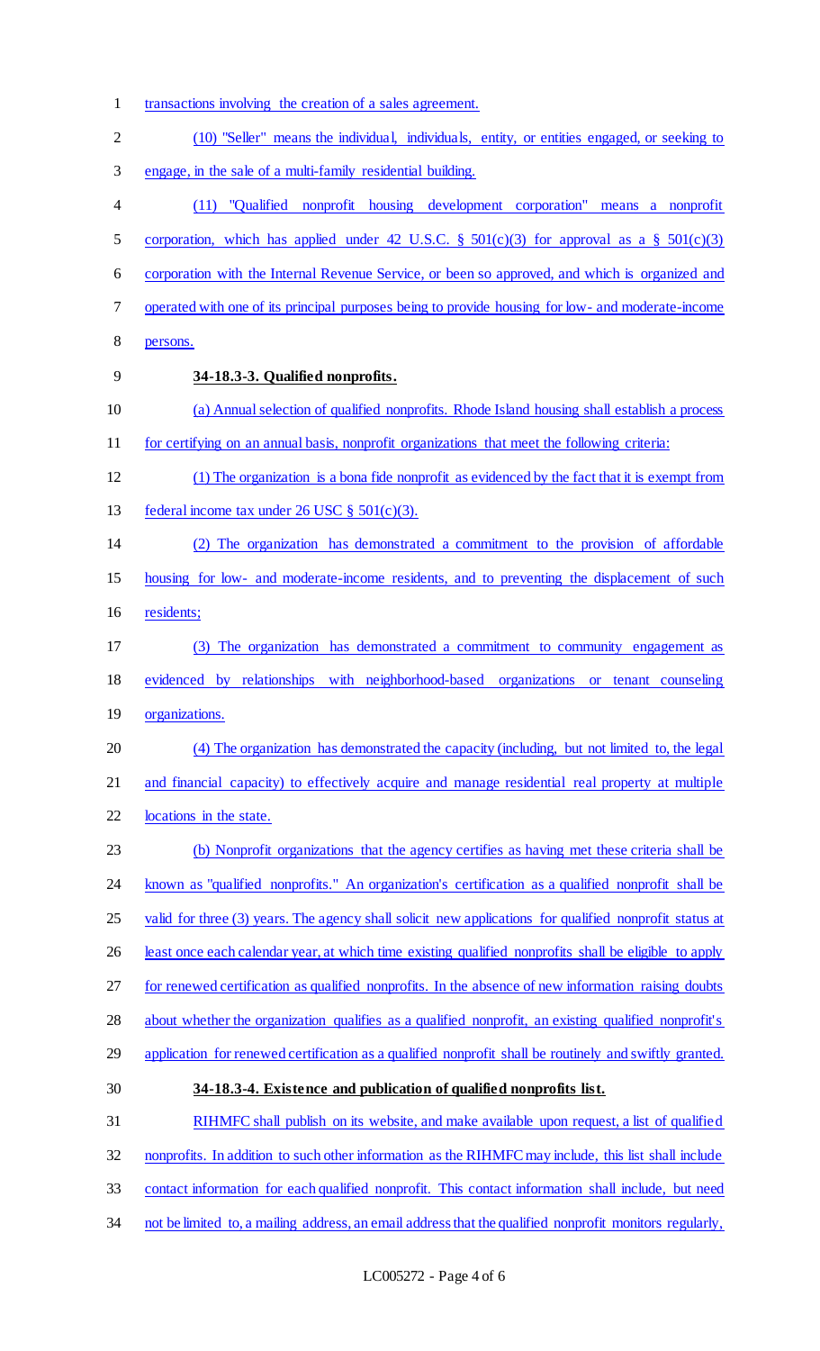transactions involving the creation of a sales agreement.

(10) "Seller" means the individual, individuals, entity, or entities engaged, or seeking to engage, in the sale of a multi-family residential building.

(11) "Qualified nonprofit housing development corporation" means a nonprofit corporation, which has applied under 42 U.S.C. § 501(c)(3) for approval as a § 501(c)(3) corporation with the Internal Revenue Service, or been so approved, and which is organized and operated with one of its principal purposes being to provide housing for low- and moderate-income persons.

**34-18.3-3. Qualified nonprofits.**

(a) Annual selection of qualified nonprofits. Rhode Island housing shall establish a process for certifying on an annual basis, nonprofit organizations that meet the following criteria:

(1) The organization is a bona fide nonprofit as evidenced by the fact that it is exempt from federal income tax under 26 USC § 501(c)(3).

(2) The organization has demonstrated a commitment to the provision of affordable housing for low- and moderate-income residents, and to preventing the displacement of such residents;

(3) The organization has demonstrated a commitment to community engagement as evidenced by relationships with neighborhood-based organizations or tenant counseling organizations.

(4) The organization has demonstrated the capacity (including, but not limited to, the legal and financial capacity) to effectively acquire and manage residential real property at multiple locations in the state.

(b) Nonprofit organizations that the agency certifies as having met these criteria shall be known as "qualified nonprofits." An organization's certification as a qualified nonprofit shall be valid for three (3) years. The agency shall solicit new applications for qualified nonprofit status at least once each calendar year, at which time existing qualified nonprofits shall be eligible to apply for renewed certification as qualified nonprofits. In the absence of new information raising doubts about whether the organization qualifies as a qualified nonprofit, an existing qualified nonprofit's application for renewed certification as a qualified nonprofit shall be routinely and swiftly granted.

**34-18.3-4. Existence and publication of qualified nonprofits list.**

RIHMFC shall publish on its website, and make available upon request, a list of qualified nonprofits. In addition to such other information as the RIHMFC may include, this list shall include contact information for each qualified nonprofit. This contact information shall include, but need not be limited to, a mailing address, an email address that the qualified nonprofit monitors regularly,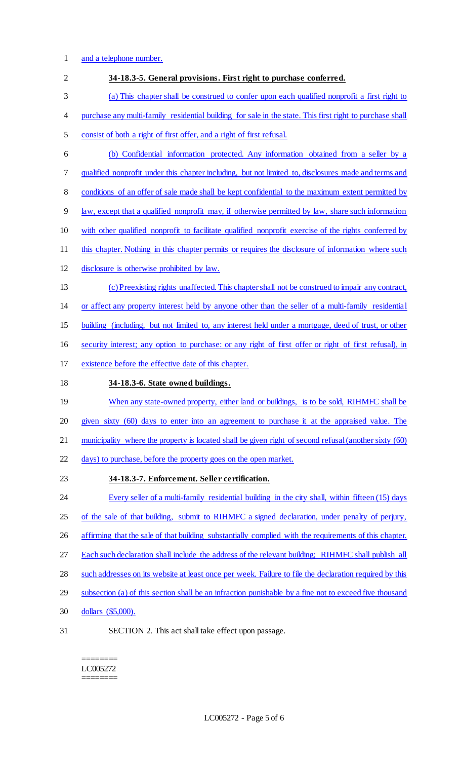and a telephone number.

**34-18.3-5. General provisions. First right to purchase conferred.**

(a) This chapter shall be construed to confer upon each qualified nonprofit a first right to purchase any multi-family residential building for sale in the state. This first right to purchase shall consist of both a right of first offer, and a right of first refusal.

(b) Confidential information protected. Any information obtained from a seller by a qualified nonprofit under this chapter including, but not limited to, disclosures made and terms and conditions of an offer of sale made shall be kept confidential to the maximum extent permitted by law, except that a qualified nonprofit may, if otherwise permitted by law, share such information with other qualified nonprofit to facilitate qualified nonprofit exercise of the rights conferred by this chapter. Nothing in this chapter permits or requires the disclosure of information where such disclosure is otherwise prohibited by law.

(c) Preexisting rights unaffected. This chapter shall not be construed to impair any contract, or affect any property interest held by anyone other than the seller of a multi-family residential building (including, but not limited to, any interest held under a mortgage, deed of trust, or other security interest; any option to purchase: or any right of first offer or right of first refusal), in existence before the effective date of this chapter.

**34-18.3-6. State owned buildings.**

When any state-owned property, either land or buildings, is to be sold, RIHMFC shall be given sixty (60) days to enter into an agreement to purchase it at the appraised value. The municipality where the property is located shall be given right of second refusal (another sixty (60) days) to purchase, before the property goes on the open market.

**34-18.3-7. Enforcement. Seller certification.**

Every seller of a multi-family residential building in the city shall, within fifteen (15) days of the sale of that building, submit to RIHMFC a signed declaration, under penalty of perjury, affirming that the sale of that building substantially complied with the requirements of this chapter. Each such declaration shall include the address of the relevant building; RIHMFC shall publish all such addresses on its website at least once per week. Failure to file the declaration required by this subsection (a) of this section shall be an infraction punishable by a fine not to exceed five thousand dollars ($5,000).

SECTION 2. This act shall take effect upon passage.

========
LC005272
========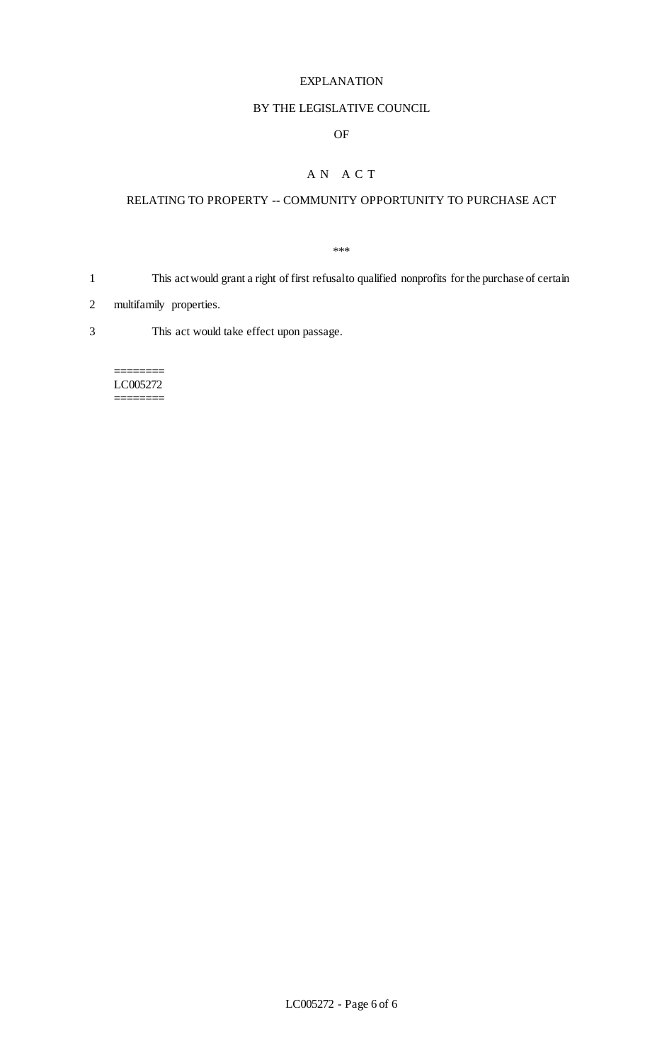EXPLANATION

BY THE LEGISLATIVE COUNCIL

OF

A N A C T

RELATING TO PROPERTY -- COMMUNITY OPPORTUNITY TO PURCHASE ACT

\*\*\*

1 This act would grant a right of first refusal to qualified nonprofits for the purchase of certain

2 multifamily properties.

3 This act would take effect upon passage.

========
LC005272
========